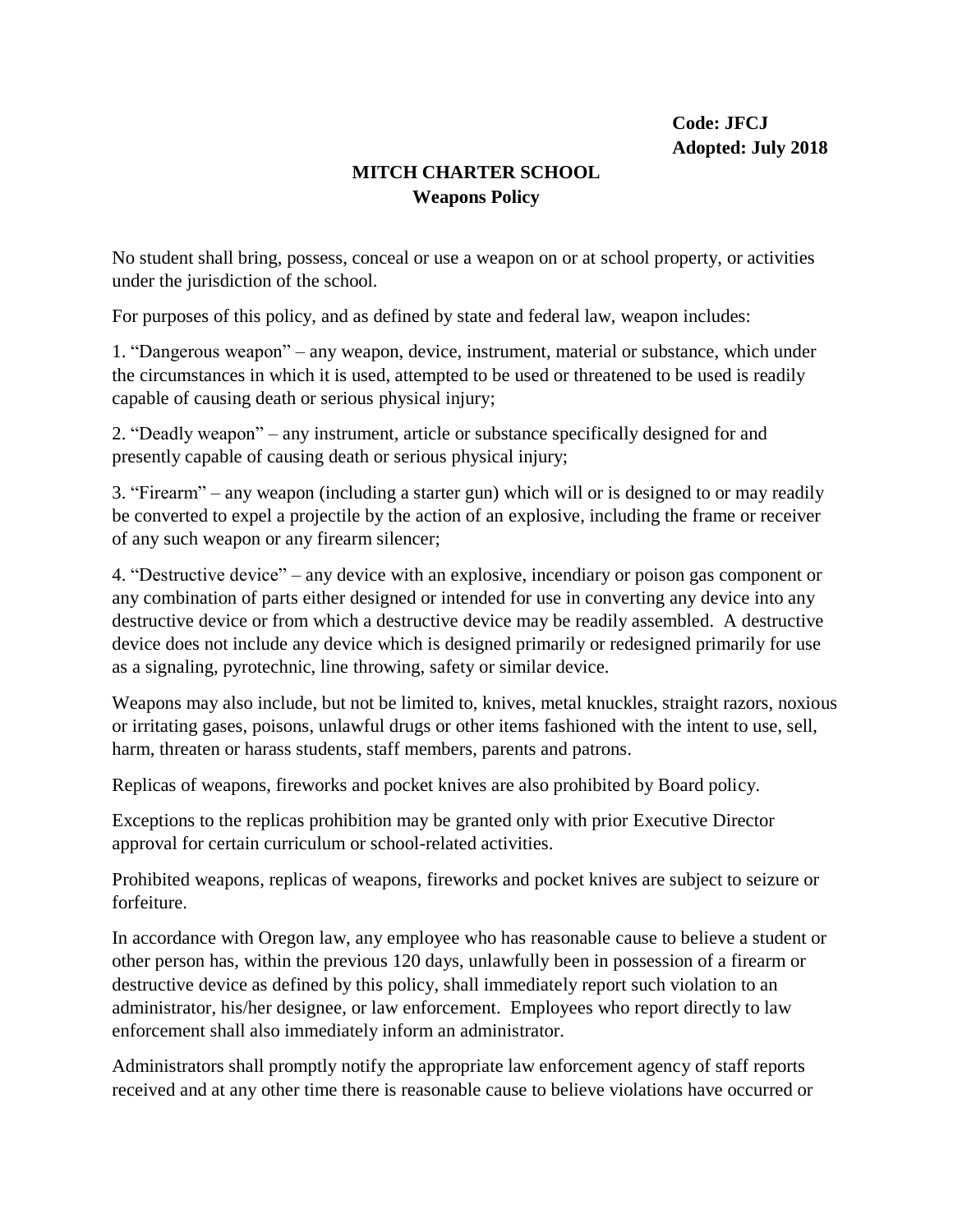**Code: JFCJ**
**Adopted: July 2018**

# MITCH CHARTER SCHOOL
## Weapons Policy

No student shall bring, possess, conceal or use a weapon on or at school property, or activities under the jurisdiction of the school.

For purposes of this policy, and as defined by state and federal law, weapon includes:

1. "Dangerous weapon" – any weapon, device, instrument, material or substance, which under the circumstances in which it is used, attempted to be used or threatened to be used is readily capable of causing death or serious physical injury;

2. "Deadly weapon" – any instrument, article or substance specifically designed for and presently capable of causing death or serious physical injury;

3. "Firearm" – any weapon (including a starter gun) which will or is designed to or may readily be converted to expel a projectile by the action of an explosive, including the frame or receiver of any such weapon or any firearm silencer;

4. "Destructive device" – any device with an explosive, incendiary or poison gas component or any combination of parts either designed or intended for use in converting any device into any destructive device or from which a destructive device may be readily assembled. A destructive device does not include any device which is designed primarily or redesigned primarily for use as a signaling, pyrotechnic, line throwing, safety or similar device.

Weapons may also include, but not be limited to, knives, metal knuckles, straight razors, noxious or irritating gases, poisons, unlawful drugs or other items fashioned with the intent to use, sell, harm, threaten or harass students, staff members, parents and patrons.

Replicas of weapons, fireworks and pocket knives are also prohibited by Board policy.

Exceptions to the replicas prohibition may be granted only with prior Executive Director approval for certain curriculum or school-related activities.

Prohibited weapons, replicas of weapons, fireworks and pocket knives are subject to seizure or forfeiture.

In accordance with Oregon law, any employee who has reasonable cause to believe a student or other person has, within the previous 120 days, unlawfully been in possession of a firearm or destructive device as defined by this policy, shall immediately report such violation to an administrator, his/her designee, or law enforcement. Employees who report directly to law enforcement shall also immediately inform an administrator.

Administrators shall promptly notify the appropriate law enforcement agency of staff reports received and at any other time there is reasonable cause to believe violations have occurred or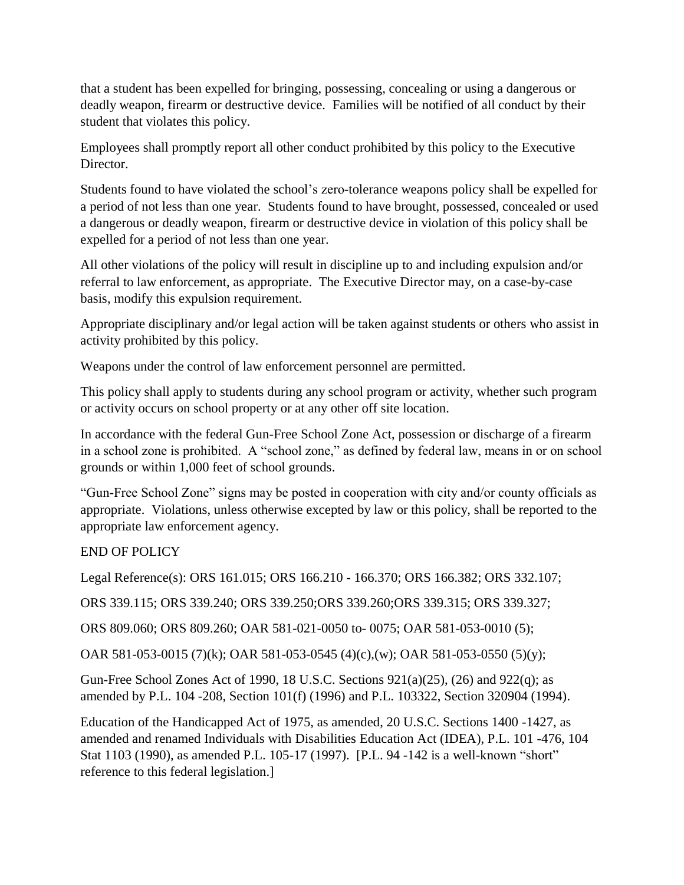that a student has been expelled for bringing, possessing, concealing or using a dangerous or deadly weapon, firearm or destructive device. Families will be notified of all conduct by their student that violates this policy.

Employees shall promptly report all other conduct prohibited by this policy to the Executive Director.

Students found to have violated the school's zero-tolerance weapons policy shall be expelled for a period of not less than one year. Students found to have brought, possessed, concealed or used a dangerous or deadly weapon, firearm or destructive device in violation of this policy shall be expelled for a period of not less than one year.

All other violations of the policy will result in discipline up to and including expulsion and/or referral to law enforcement, as appropriate. The Executive Director may, on a case-by-case basis, modify this expulsion requirement.

Appropriate disciplinary and/or legal action will be taken against students or others who assist in activity prohibited by this policy.

Weapons under the control of law enforcement personnel are permitted.

This policy shall apply to students during any school program or activity, whether such program or activity occurs on school property or at any other off site location.

In accordance with the federal Gun-Free School Zone Act, possession or discharge of a firearm in a school zone is prohibited. A "school zone," as defined by federal law, means in or on school grounds or within 1,000 feet of school grounds.

"Gun-Free School Zone" signs may be posted in cooperation with city and/or county officials as appropriate. Violations, unless otherwise excepted by law or this policy, shall be reported to the appropriate law enforcement agency.

END OF POLICY

Legal Reference(s): ORS 161.015; ORS 166.210 - 166.370; ORS 166.382; ORS 332.107;

ORS 339.115; ORS 339.240; ORS 339.250;ORS 339.260;ORS 339.315; ORS 339.327;

ORS 809.060; ORS 809.260; OAR 581-021-0050 to- 0075; OAR 581-053-0010 (5);

OAR 581-053-0015 (7)(k); OAR 581-053-0545 (4)(c),(w); OAR 581-053-0550 (5)(y);

Gun-Free School Zones Act of 1990, 18 U.S.C. Sections 921(a)(25), (26) and 922(q); as amended by P.L. 104 -208, Section 101(f) (1996) and P.L. 103322, Section 320904 (1994).

Education of the Handicapped Act of 1975, as amended, 20 U.S.C. Sections 1400 -1427, as amended and renamed Individuals with Disabilities Education Act (IDEA), P.L. 101 -476, 104 Stat 1103 (1990), as amended P.L. 105-17 (1997). [P.L. 94 -142 is a well-known "short" reference to this federal legislation.]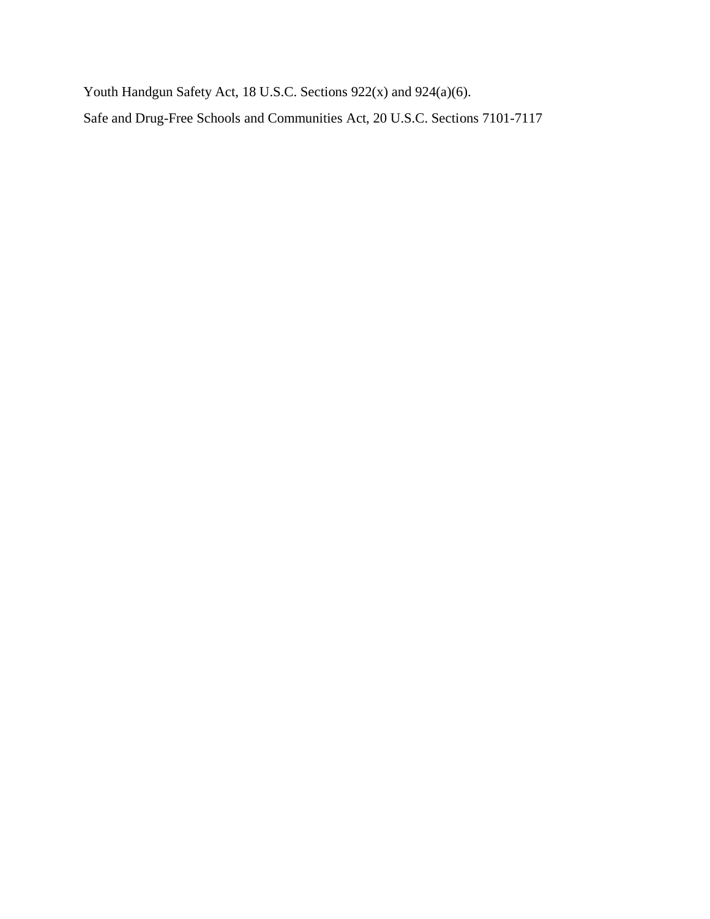Youth Handgun Safety Act, 18 U.S.C. Sections 922(x) and 924(a)(6).

Safe and Drug-Free Schools and Communities Act, 20 U.S.C. Sections 7101-7117